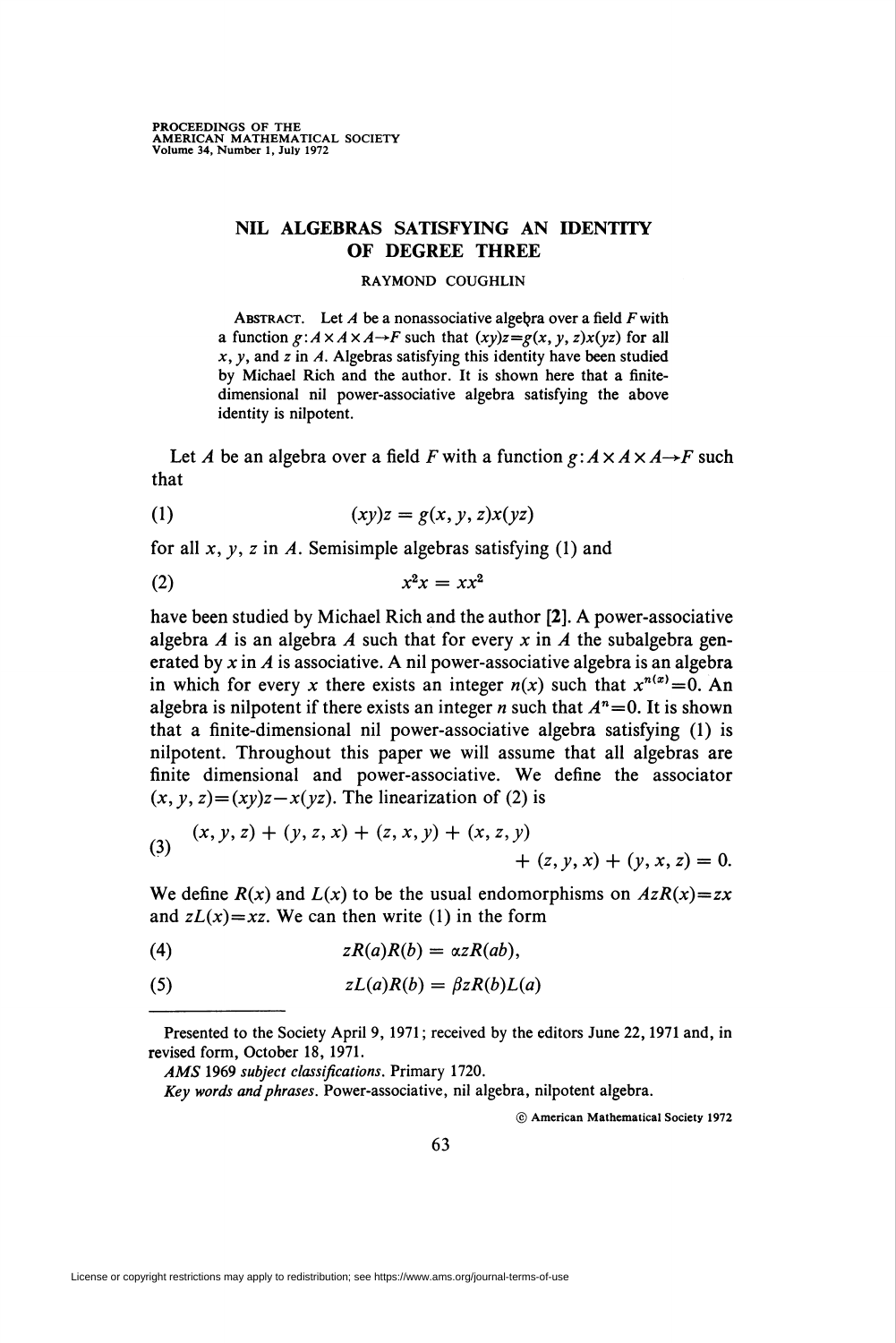# NIL ALGEBRAS SATISFYING AN IDENTITY OF DEGREE THREE

RAYMOND COUGHLIN

ABSTRACT. Let $A$ be a nonassociative algebra over a field $F$ with a function $g: A \times A \times A \to F$ such that $(xy)z = g(x, y, z)x(yz)$ for all $x$, $y$, and $z$ in $A$. Algebras satisfying this identity have been studied by Michael Rich and the author. It is shown here that a finite-dimensional nil power-associative algebra satisfying the above identity is nilpotent.

Let $A$ be an algebra over a field $F$ with a function $g: A \times A \times A \to F$ such that

$$(xy)z = g(x, y, z)x(yz) \tag{1}$$

for all $x$, $y$, $z$ in $A$. Semisimple algebras satisfying (1) and

$$x^2x = xx^2 \tag{2}$$

have been studied by Michael Rich and the author [2]. A power-associative algebra $A$ is an algebra $A$ such that for every $x$ in $A$ the subalgebra generated by $x$ in $A$ is associative. A nil power-associative algebra is an algebra in which for every $x$ there exists an integer $n(x)$ such that $x^{n(x)} = 0$. An algebra is nilpotent if there exists an integer $n$ such that $A^n = 0$. It is shown that a finite-dimensional nil power-associative algebra satisfying (1) is nilpotent. Throughout this paper we will assume that all algebras are finite dimensional and power-associative. We define the associator $(x, y, z) = (xy)z - x(yz)$. The linearization of (2) is

$$\begin{aligned}(x, y, z) + (y, z, x) + (z, x, y) + (x, z, y) \\ + (z, y, x) + (y, x, z) = 0.\end{aligned} \tag{3}$$

We define $R(x)$ and $L(x)$ to be the usual endomorphisms on $A$ $zR(x) = zx$ and $zL(x) = xz$. We can then write (1) in the form

$$zR(a)R(b) = \alpha zR(ab), \tag{4}$$

$$zL(a)R(b) = \beta zR(b)L(a) \tag{5}$$

---

Presented to the Society April 9, 1971; received by the editors June 22, 1971 and, in revised form, October 18, 1971.

*AMS* 1969 *subject classifications*. Primary 1720.

*Key words and phrases*. Power-associative, nil algebra, nilpotent algebra.

© American Mathematical Society 1972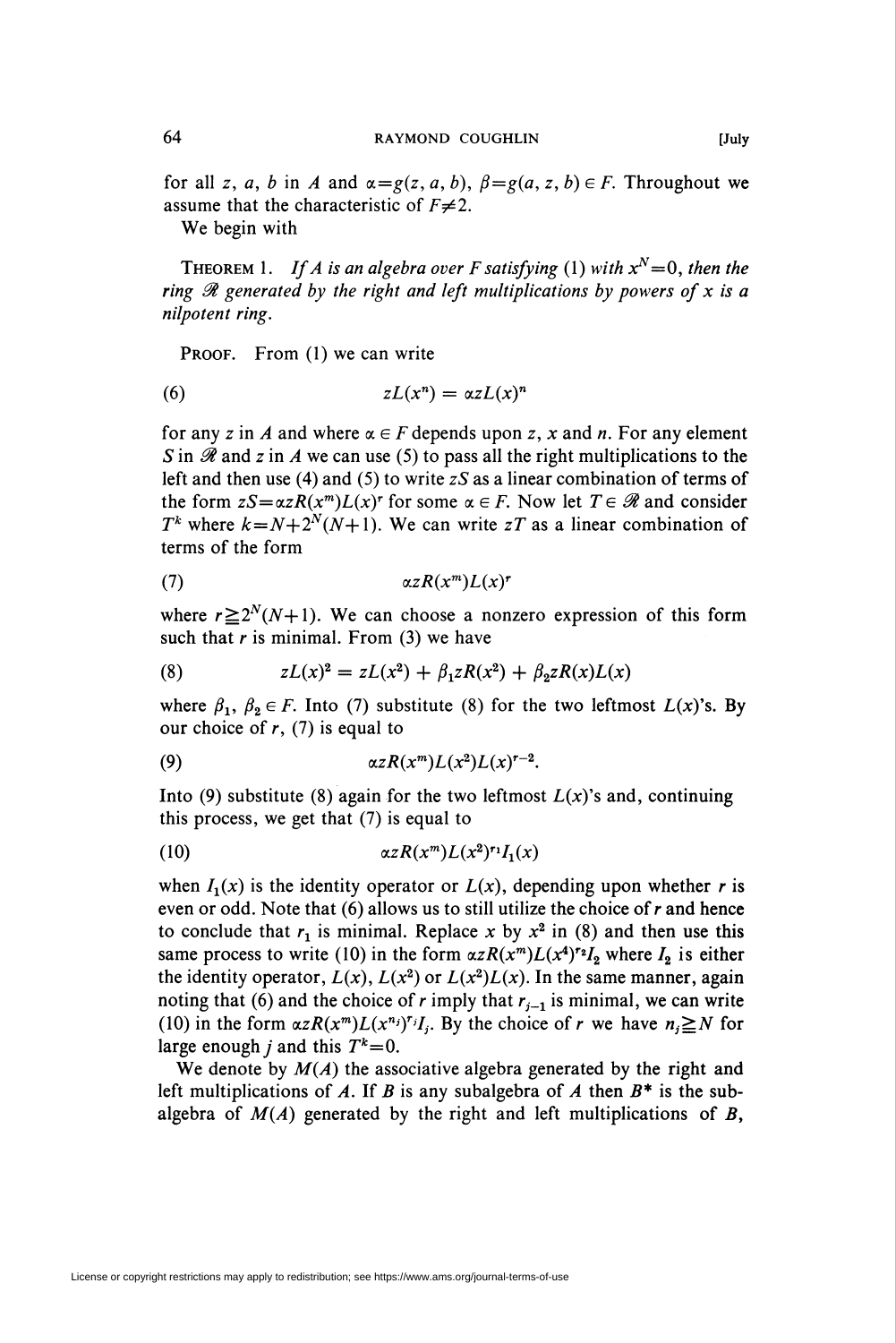for all $z$, $a$, $b$ in $A$ and $\alpha = g(z, a, b)$, $\beta = g(a, z, b) \in F$. Throughout we assume that the characteristic of $F \neq 2$.

We begin with

THEOREM 1. *If $A$ is an algebra over $F$ satisfying* (1) *with $x^N = 0$, then the ring $\mathscr{R}$ generated by the right and left multiplications by powers of $x$ is a nilpotent ring.*

PROOF. From (1) we can write

$$zL(x^n) = \alpha z L(x)^n \tag{6}$$

for any $z$ in $A$ and where $\alpha \in F$ depends upon $z$, $x$ and $n$. For any element $S$ in $\mathscr{R}$ and $z$ in $A$ we can use (5) to pass all the right multiplications to the left and then use (4) and (5) to write $zS$ as a linear combination of terms of the form $zS = \alpha z R(x^m) L(x)^r$ for some $\alpha \in F$. Now let $T \in \mathscr{R}$ and consider $T^k$ where $k = N + 2^N(N+1)$. We can write $zT$ as a linear combination of terms of the form

$$\alpha z R(x^m) L(x)^r \tag{7}$$

where $r \geqq 2^N(N+1)$. We can choose a nonzero expression of this form such that $r$ is minimal. From (3) we have

$$zL(x)^2 = zL(x^2) + \beta_1 z R(x^2) + \beta_2 z R(x) L(x) \tag{8}$$

where $\beta_1, \beta_2 \in F$. Into (7) substitute (8) for the two leftmost $L(x)$'s. By our choice of $r$, (7) is equal to

$$\alpha z R(x^m) L(x^2) L(x)^{r-2}. \tag{9}$$

Into (9) substitute (8) again for the two leftmost $L(x)$'s and, continuing this process, we get that (7) is equal to

$$\alpha z R(x^m) L(x^2)^{r_1} I_1(x) \tag{10}$$

when $I_1(x)$ is the identity operator or $L(x)$, depending upon whether $r$ is even or odd. Note that (6) allows us to still utilize the choice of $r$ and hence to conclude that $r_1$ is minimal. Replace $x$ by $x^2$ in (8) and then use this same process to write (10) in the form $\alpha z R(x^m) L(x^4)^{r_2} I_2$ where $I_2$ is either the identity operator, $L(x)$, $L(x^2)$ or $L(x^2)L(x)$. In the same manner, again noting that (6) and the choice of $r$ imply that $r_{j-1}$ is minimal, we can write (10) in the form $\alpha z R(x^m) L(x^{n_j})^{r_j} I_j$. By the choice of $r$ we have $n_j \geqq N$ for large enough $j$ and this $T^k = 0$.

We denote by $M(A)$ the associative algebra generated by the right and left multiplications of $A$. If $B$ is any subalgebra of $A$ then $B^*$ is the subalgebra of $M(A)$ generated by the right and left multiplications of $B$,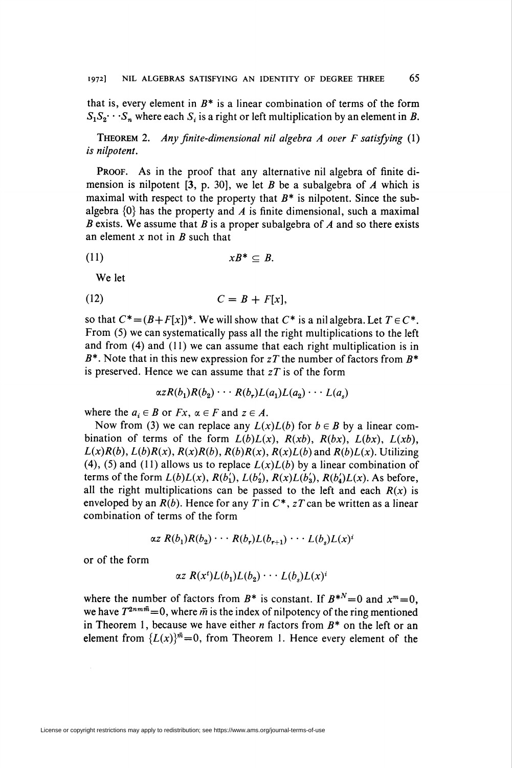that is, every element in $B^*$ is a linear combination of terms of the form $S_1S_2 \cdots S_n$ where each $S_i$ is a right or left multiplication by an element in $B$.

**Theorem 2.** *Any finite-dimensional nil algebra $A$ over $F$ satisfying* (1) *is nilpotent.*

**Proof.** As in the proof that any alternative nil algebra of finite dimension is nilpotent [**3**, p. 30], we let $B$ be a subalgebra of $A$ which is maximal with respect to the property that $B^*$ is nilpotent. Since the subalgebra $\{0\}$ has the property and $A$ is finite dimensional, such a maximal $B$ exists. We assume that $B$ is a proper subalgebra of $A$ and so there exists an element $x$ not in $B$ such that

$$xB^* \subseteq B. \tag{11}$$

We let

$$C = B + F[x], \tag{12}$$

so that $C^* = (B + F[x])^*$. We will show that $C^*$ is a nil algebra. Let $T \in C^*$. From (5) we can systematically pass all the right multiplications to the left and from (4) and (11) we can assume that each right multiplication is in $B^*$. Note that in this new expression for $zT$ the number of factors from $B^*$ is preserved. Hence we can assume that $zT$ is of the form

$$\alpha z R(b_1)R(b_2) \cdots R(b_r)L(a_1)L(a_2) \cdots L(a_s)$$

where the $a_i \in B$ or $Fx$, $\alpha \in F$ and $z \in A$.

Now from (3) we can replace any $L(x)L(b)$ for $b \in B$ by a linear combination of terms of the form $L(b)L(x)$, $R(xb)$, $R(bx)$, $L(bx)$, $L(xb)$, $L(x)R(b)$, $L(b)R(x)$, $R(x)R(b)$, $R(b)R(x)$, $R(x)L(b)$ and $R(b)L(x)$. Utilizing (4), (5) and (11) allows us to replace $L(x)L(b)$ by a linear combination of terms of the form $L(b)L(x)$, $R(b_1')$, $L(b_2')$, $R(x)L(b_3')$, $R(b_4')L(x)$. As before, all the right multiplications can be passed to the left and each $R(x)$ is enveloped by an $R(b)$. Hence for any $T$ in $C^*$, $zT$ can be written as a linear combination of terms of the form

$$\alpha z\, R(b_1)R(b_2) \cdots R(b_r)L(b_{r+1}) \cdots L(b_s)L(x)^i$$

or of the form

$$\alpha z\, R(x^t)L(b_1)L(b_2) \cdots L(b_s)L(x)^i$$

where the number of factors from $B^*$ is constant. If $B^{*N} = 0$ and $x^m = 0$, we have $T^{2nm\bar{m}} = 0$, where $\bar{m}$ is the index of nilpotency of the ring mentioned in Theorem 1, because we have either $n$ factors from $B^*$ on the left or an element from $\{L(x)\}^{\bar{m}} = 0$, from Theorem 1. Hence every element of the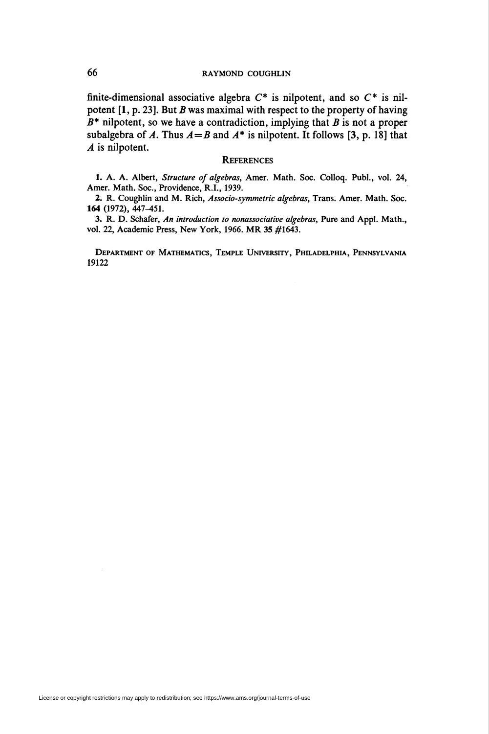finite-dimensional associative algebra $C^*$ is nilpotent, and so $C^*$ is nilpotent [**1**, p. 23]. But $B$ was maximal with respect to the property of having $B^*$ nilpotent, so we have a contradiction, implying that $B$ is not a proper subalgebra of $A$. Thus $A=B$ and $A^*$ is nilpotent. It follows [**3**, p. 18] that $A$ is nilpotent.

## References

**1.** A. A. Albert, *Structure of algebras*, Amer. Math. Soc. Colloq. Publ., vol. 24, Amer. Math. Soc., Providence, R.I., 1939.

**2.** R. Coughlin and M. Rich, *Associo-symmetric algebras*, Trans. Amer. Math. Soc. **164** (1972), 447–451.

**3.** R. D. Schafer, *An introduction to nonassociative algebras*, Pure and Appl. Math., vol. 22, Academic Press, New York, 1966. MR **35** #1643.

Department of Mathematics, Temple University, Philadelphia, Pennsylvania 19122

License or copyright restrictions may apply to redistribution; see https://www.ams.org/journal-terms-of-use